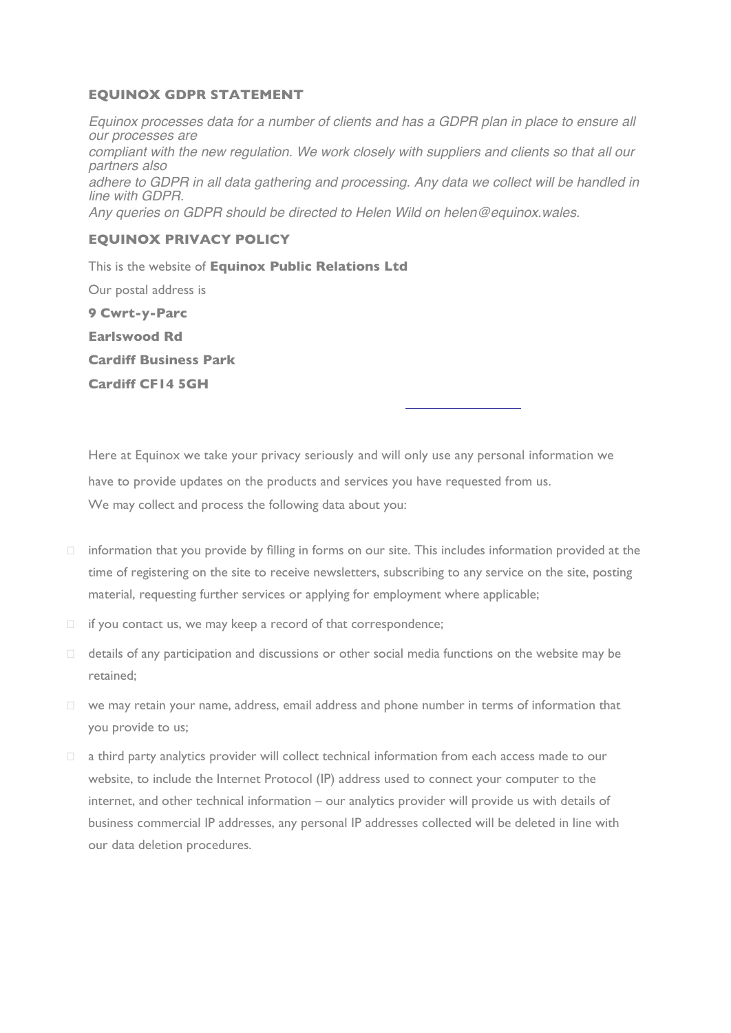## EQUINOX GDPR STATEMENT

*Equinox processes data for a number of clients and has a GDPR plan in place to ensure all our processes are compliant with the new regulation. We work closely with suppliers and clients so that all our partners also adhere to GDPR in all data gathering and processing. Any data we collect will be handled in line with GDPR. Any queries on GDPR should be directed to Helen Wild on helen@equinox.wales.*

## EQUINOX PRIVACY POLICY

This is the website of **Equinox Public Relations Ltd**

Our postal address is

**9 Cwrt-y-Parc**

**Earlswood Rd**

**Cardiff Business Park**

**Cardiff CF14 5GH**

---

Here at Equinox we take your privacy seriously and will only use any personal information we have to provide updates on the products and services you have requested from us.

We may collect and process the following data about you:

- information that you provide by filling in forms on our site. This includes information provided at the time of registering on the site to receive newsletters, subscribing to any service on the site, posting material, requesting further services or applying for employment where applicable;
- if you contact us, we may keep a record of that correspondence;
- details of any participation and discussions or other social media functions on the website may be retained;
- we may retain your name, address, email address and phone number in terms of information that you provide to us;
- a third party analytics provider will collect technical information from each access made to our website, to include the Internet Protocol (IP) address used to connect your computer to the internet, and other technical information – our analytics provider will provide us with details of business commercial IP addresses, any personal IP addresses collected will be deleted in line with our data deletion procedures.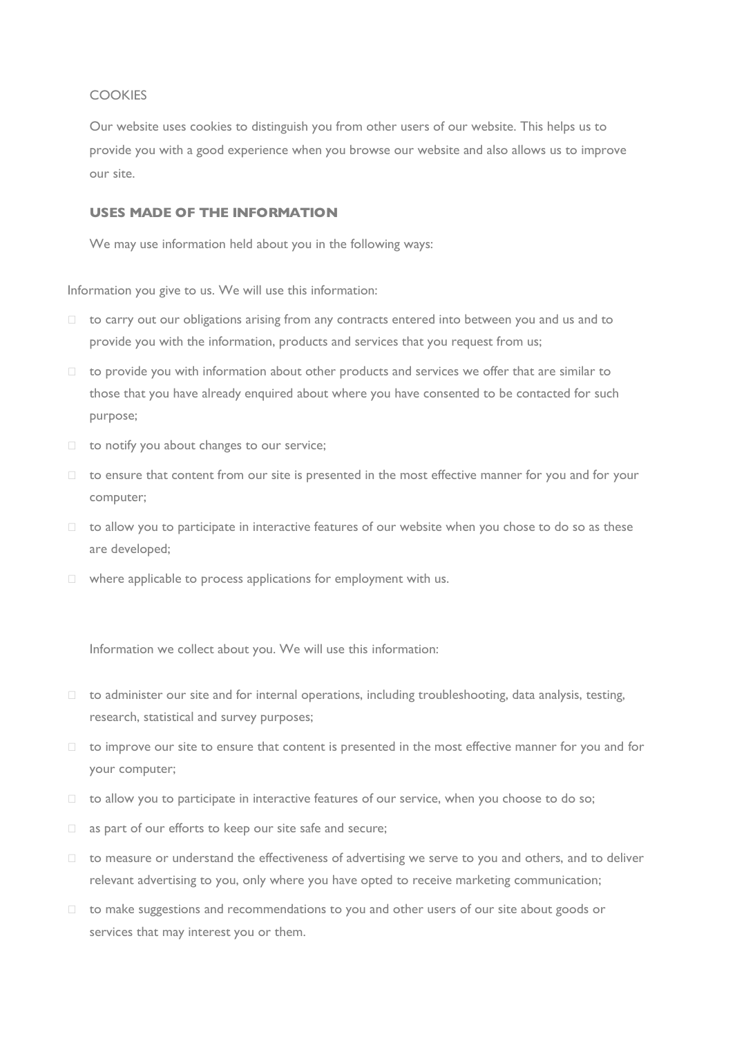COOKIES

Our website uses cookies to distinguish you from other users of our website. This helps us to provide you with a good experience when you browse our website and also allows us to improve our site.

**USES MADE OF THE INFORMATION**

We may use information held about you in the following ways:

Information you give to us. We will use this information:

- to carry out our obligations arising from any contracts entered into between you and us and to provide you with the information, products and services that you request from us;
- to provide you with information about other products and services we offer that are similar to those that you have already enquired about where you have consented to be contacted for such purpose;
- to notify you about changes to our service;
- to ensure that content from our site is presented in the most effective manner for you and for your computer;
- to allow you to participate in interactive features of our website when you chose to do so as these are developed;
- where applicable to process applications for employment with us.

Information we collect about you. We will use this information:

- to administer our site and for internal operations, including troubleshooting, data analysis, testing, research, statistical and survey purposes;
- to improve our site to ensure that content is presented in the most effective manner for you and for your computer;
- to allow you to participate in interactive features of our service, when you choose to do so;
- as part of our efforts to keep our site safe and secure;
- to measure or understand the effectiveness of advertising we serve to you and others, and to deliver relevant advertising to you, only where you have opted to receive marketing communication;
- to make suggestions and recommendations to you and other users of our site about goods or services that may interest you or them.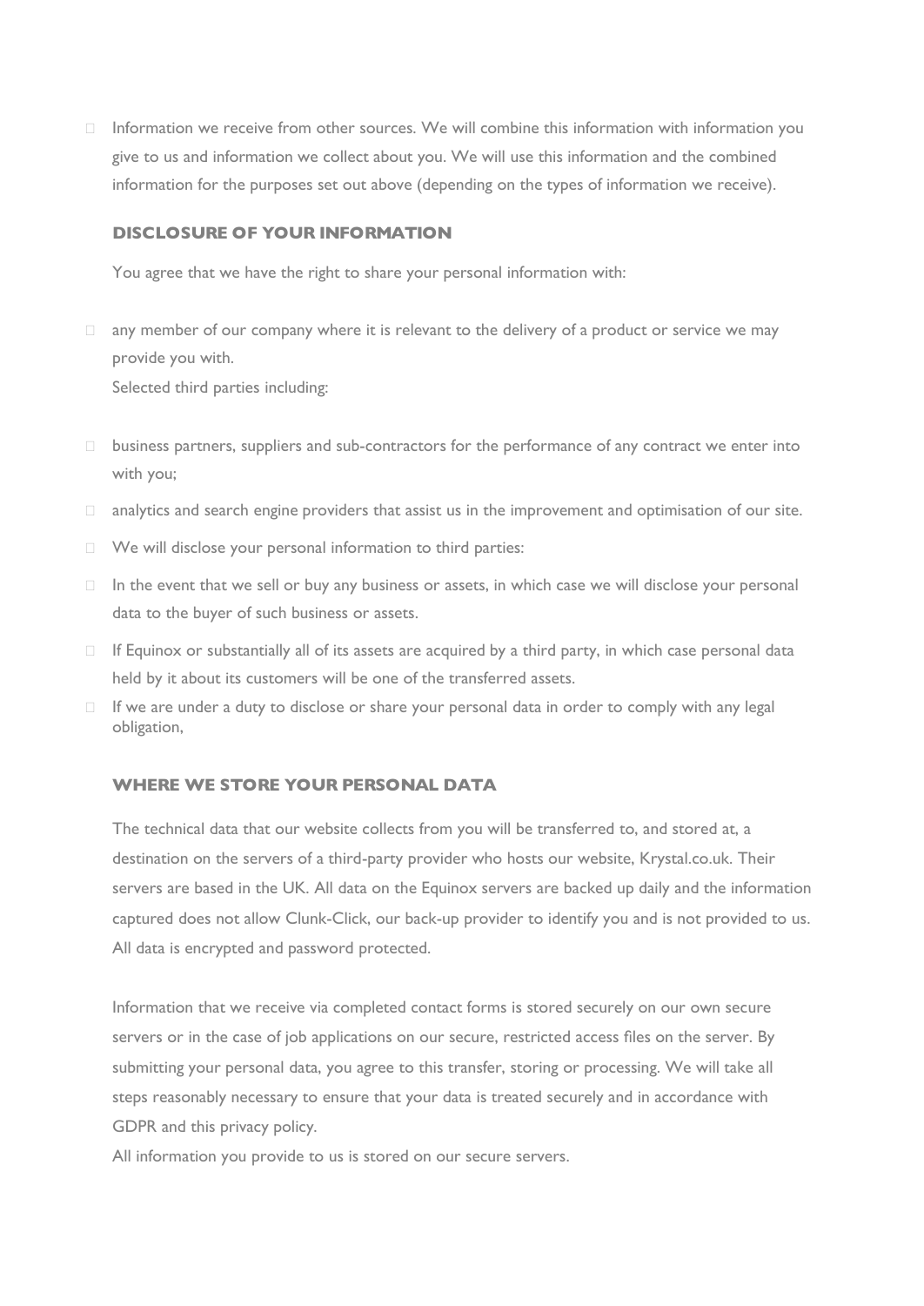- Information we receive from other sources. We will combine this information with information you give to us and information we collect about you. We will use this information and the combined information for the purposes set out above (depending on the types of information we receive).

## DISCLOSURE OF YOUR INFORMATION

You agree that we have the right to share your personal information with:

- any member of our company where it is relevant to the delivery of a product or service we may provide you with.
  Selected third parties including:

- business partners, suppliers and sub-contractors for the performance of any contract we enter into with you;
- analytics and search engine providers that assist us in the improvement and optimisation of our site.
- We will disclose your personal information to third parties:
- In the event that we sell or buy any business or assets, in which case we will disclose your personal data to the buyer of such business or assets.
- If Equinox or substantially all of its assets are acquired by a third party, in which case personal data held by it about its customers will be one of the transferred assets.
- If we are under a duty to disclose or share your personal data in order to comply with any legal obligation,

## WHERE WE STORE YOUR PERSONAL DATA

The technical data that our website collects from you will be transferred to, and stored at, a destination on the servers of a third-party provider who hosts our website, Krystal.co.uk. Their servers are based in the UK. All data on the Equinox servers are backed up daily and the information captured does not allow Clunk-Click, our back-up provider to identify you and is not provided to us. All data is encrypted and password protected.

Information that we receive via completed contact forms is stored securely on our own secure servers or in the case of job applications on our secure, restricted access files on the server. By submitting your personal data, you agree to this transfer, storing or processing. We will take all steps reasonably necessary to ensure that your data is treated securely and in accordance with GDPR and this privacy policy.

All information you provide to us is stored on our secure servers.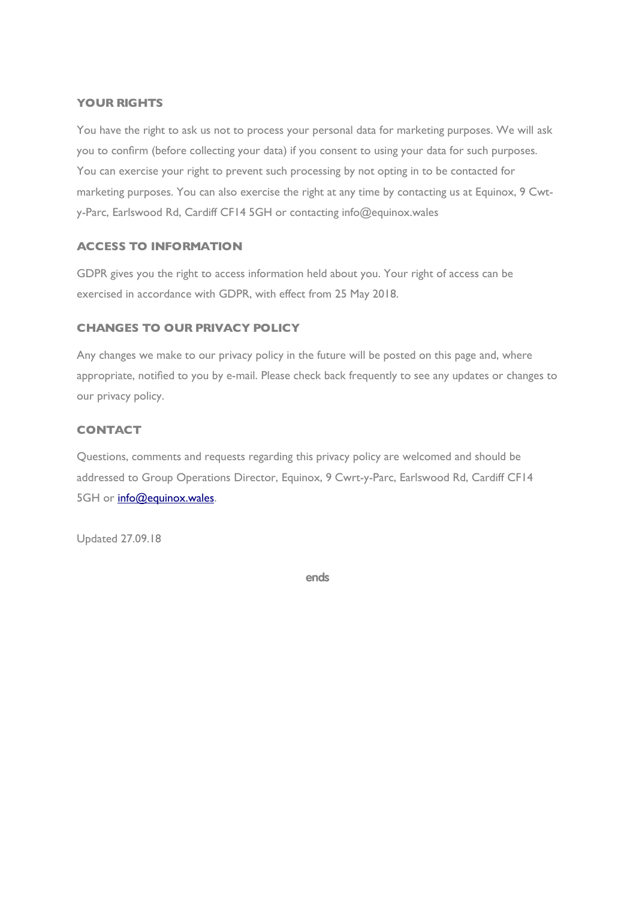## YOUR RIGHTS

You have the right to ask us not to process your personal data for marketing purposes. We will ask you to confirm (before collecting your data) if you consent to using your data for such purposes. You can exercise your right to prevent such processing by not opting in to be contacted for marketing purposes. You can also exercise the right at any time by contacting us at Equinox, 9 Cwt-y-Parc, Earlswood Rd, Cardiff CF14 5GH or contacting info@equinox.wales

## ACCESS TO INFORMATION

GDPR gives you the right to access information held about you. Your right of access can be exercised in accordance with GDPR, with effect from 25 May 2018.

## CHANGES TO OUR PRIVACY POLICY

Any changes we make to our privacy policy in the future will be posted on this page and, where appropriate, notified to you by e-mail. Please check back frequently to see any updates or changes to our privacy policy.

## CONTACT

Questions, comments and requests regarding this privacy policy are welcomed and should be addressed to Group Operations Director, Equinox, 9 Cwrt-y-Parc, Earlswood Rd, Cardiff CF14 5GH or info@equinox.wales.

Updated 27.09.18

**ends**